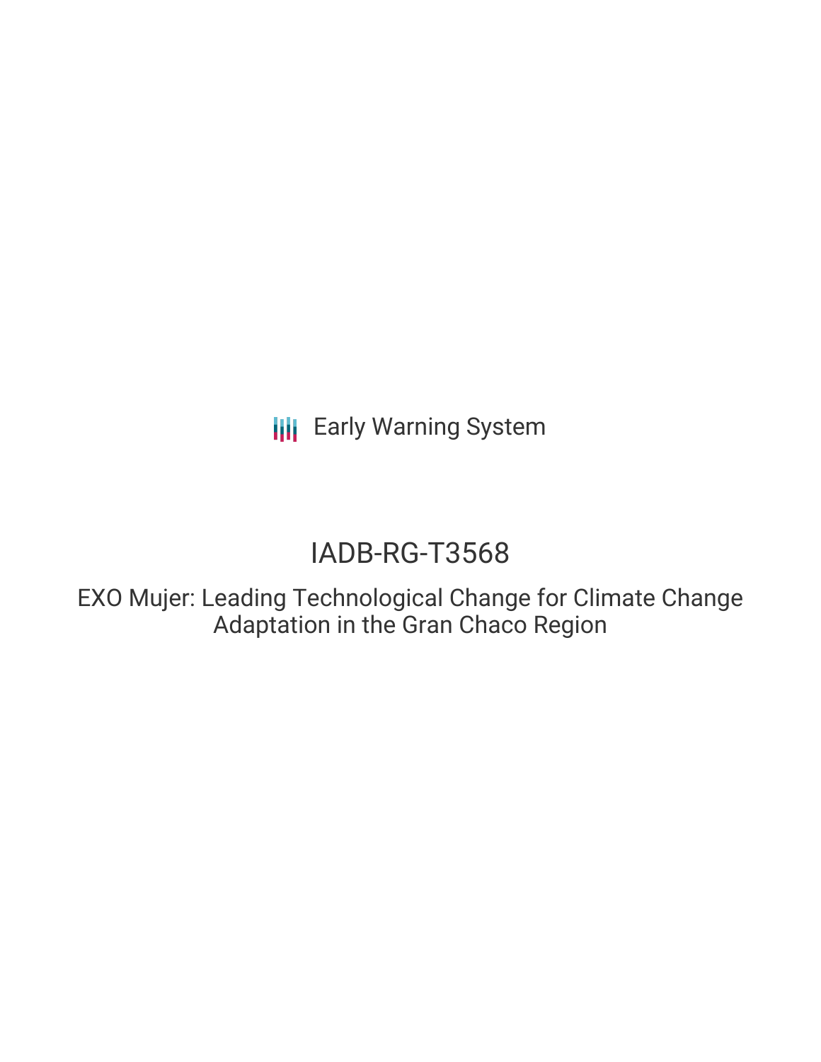Early Warning System

# IADB-RG-T3568

## EXO Mujer: Leading Technological Change for Climate Change Adaptation in the Gran Chaco Region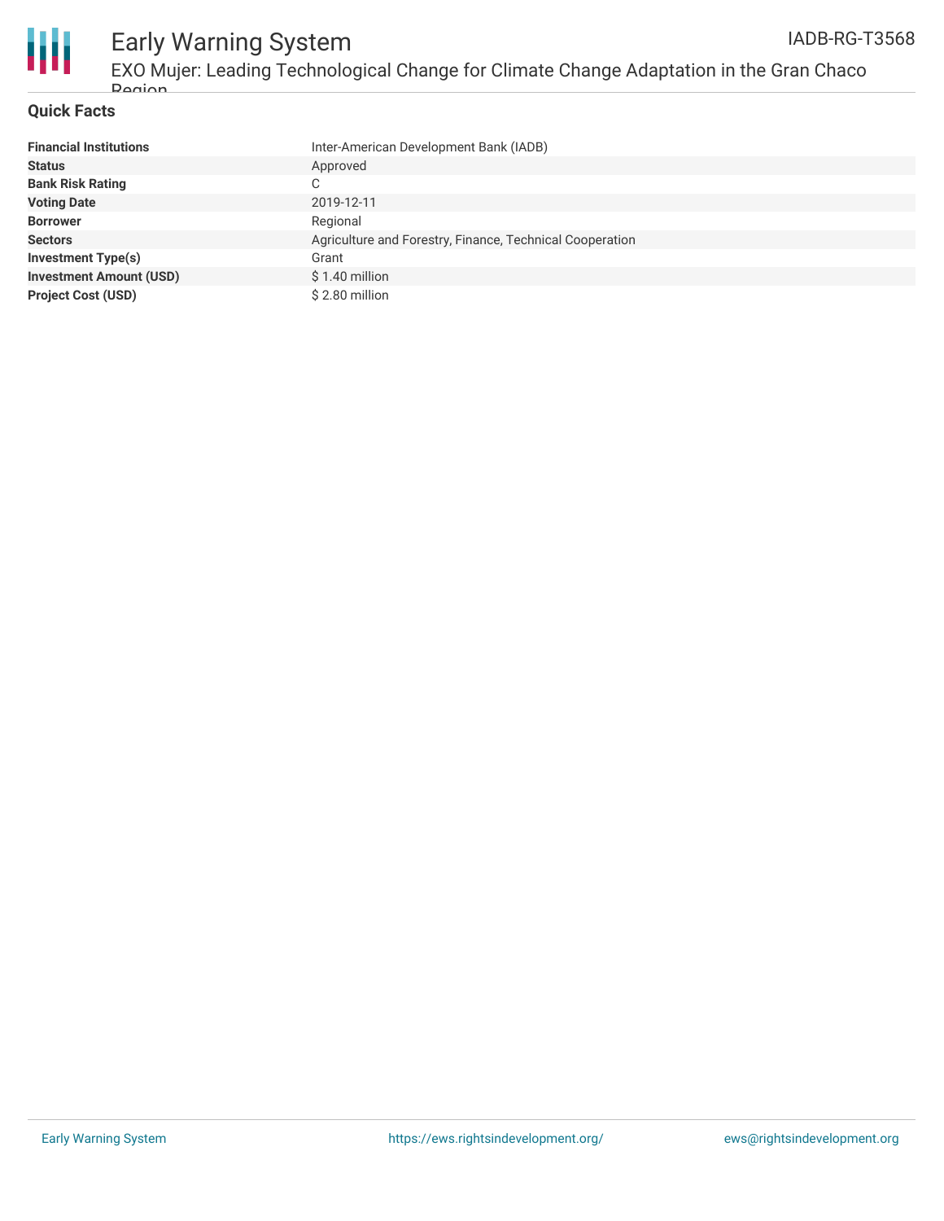## Quick Facts

| | |
|---|---|
| **Financial Institutions** | Inter-American Development Bank (IADB) |
| **Status** | Approved |
| **Bank Risk Rating** | C |
| **Voting Date** | 2019-12-11 |
| **Borrower** | Regional |
| **Sectors** | Agriculture and Forestry, Finance, Technical Cooperation |
| **Investment Type(s)** | Grant |
| **Investment Amount (USD)** | $ 1.40 million |
| **Project Cost (USD)** | $ 2.80 million |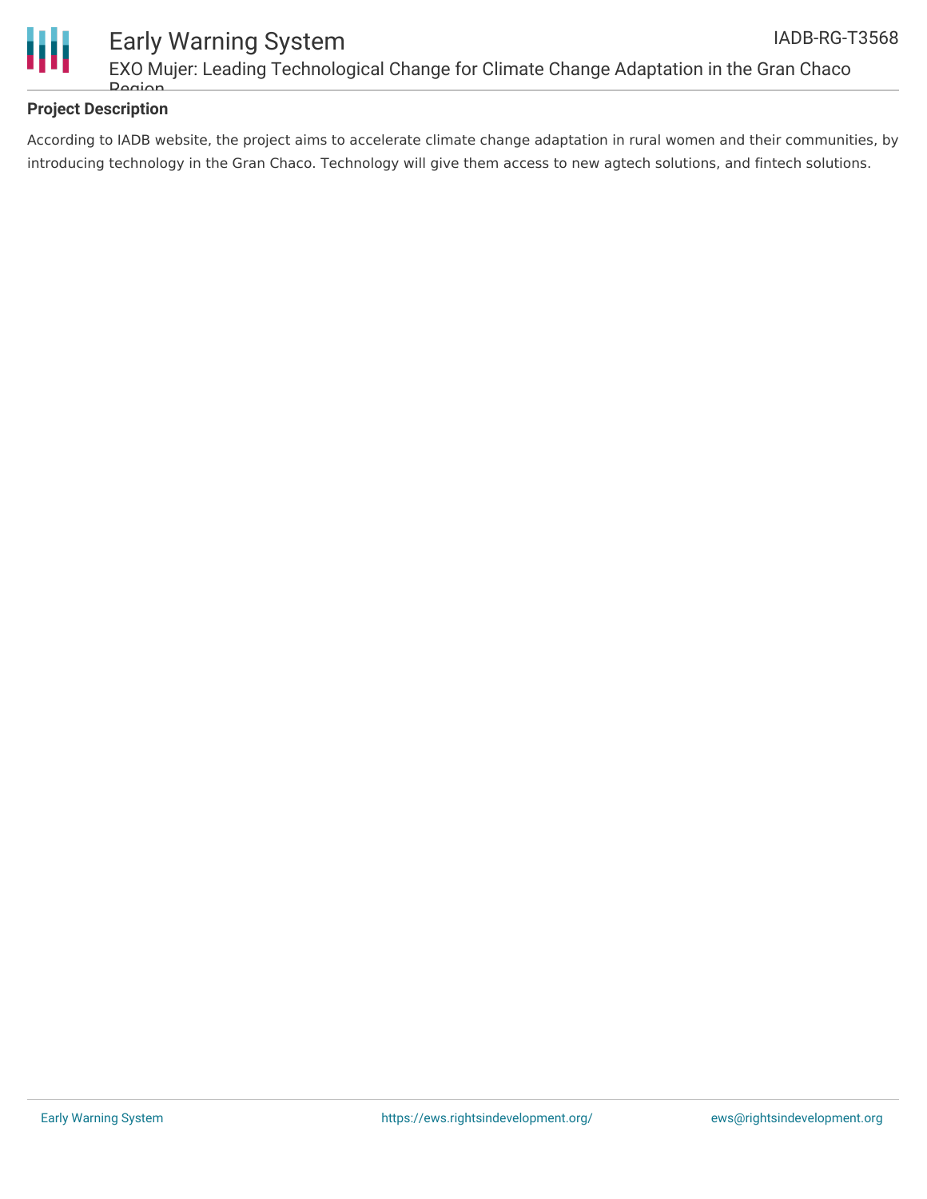## Project Description

According to IADB website, the project aims to accelerate climate change adaptation in rural women and their communities, by introducing technology in the Gran Chaco. Technology will give them access to new agtech solutions, and fintech solutions.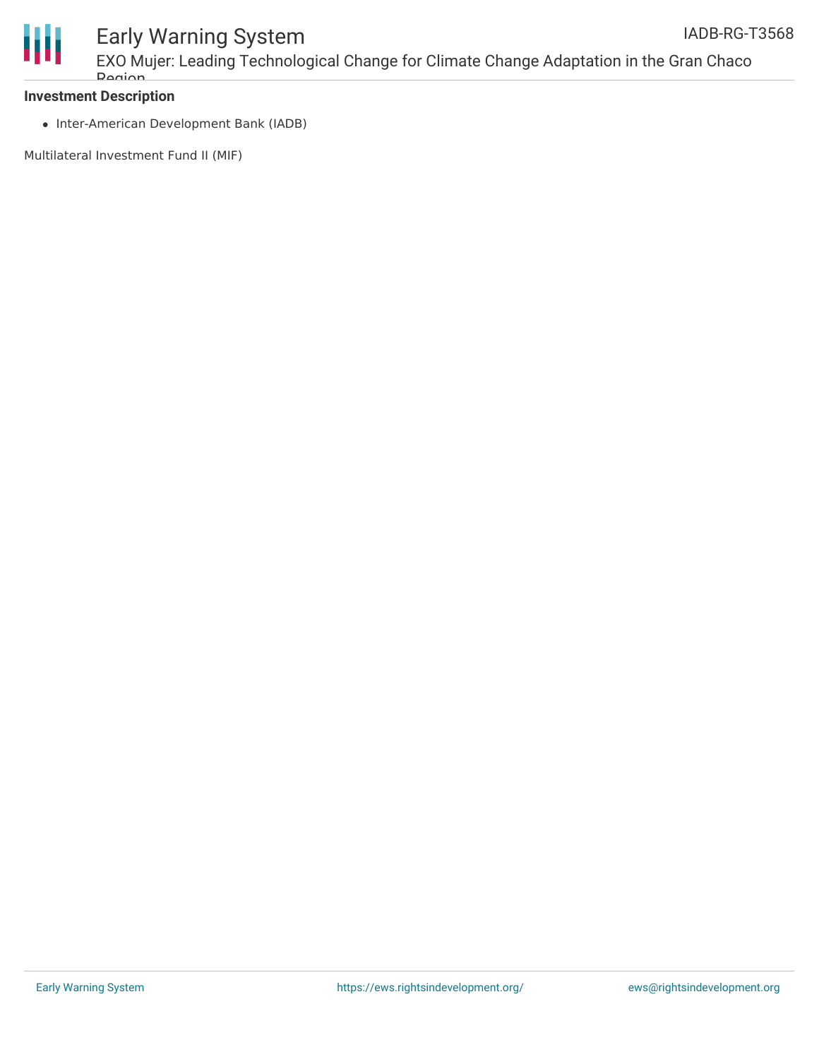**Investment Description**

- Inter-American Development Bank (IADB)

Multilateral Investment Fund II (MIF)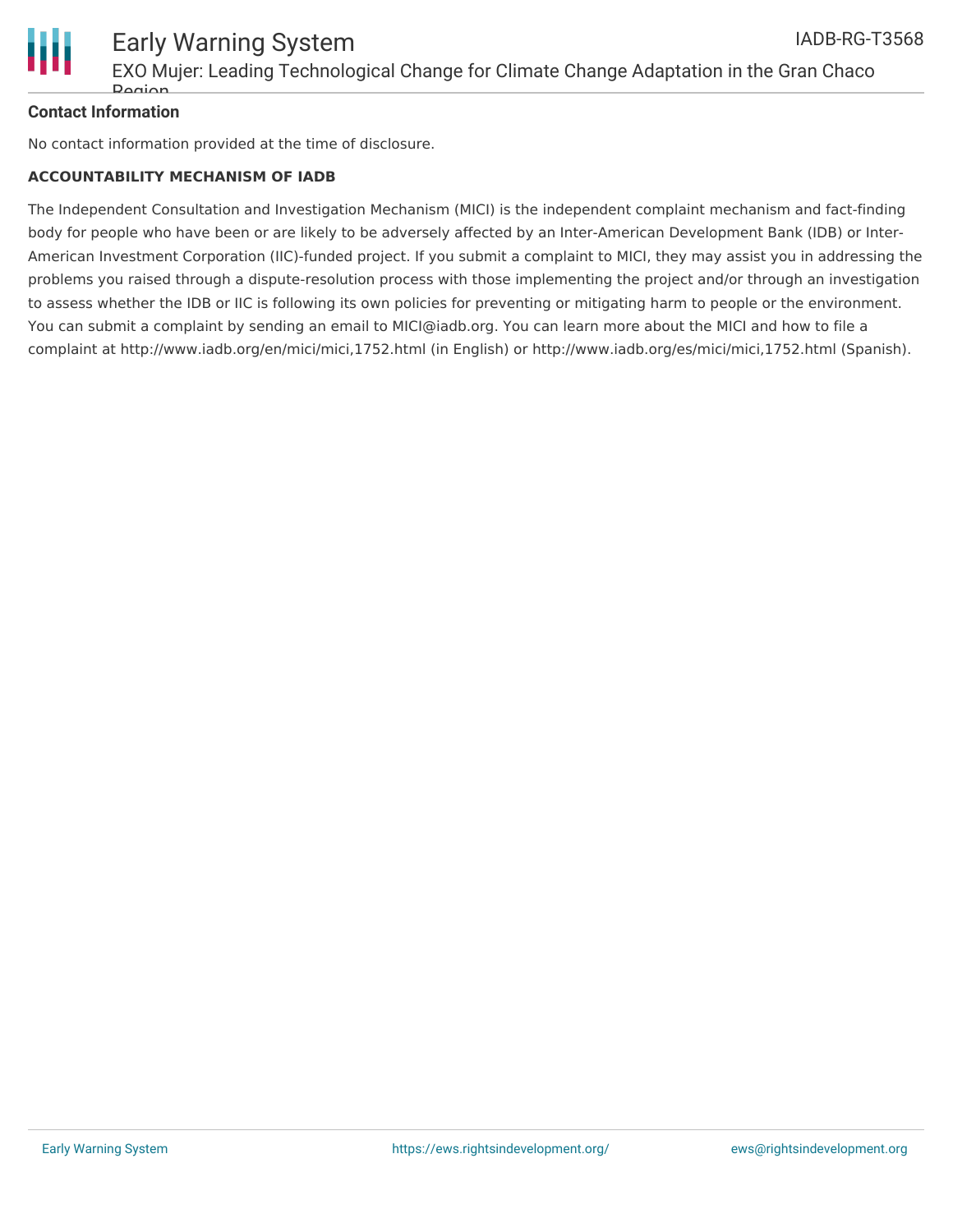**Contact Information**

No contact information provided at the time of disclosure.

**ACCOUNTABILITY MECHANISM OF IADB**

The Independent Consultation and Investigation Mechanism (MICI) is the independent complaint mechanism and fact-finding body for people who have been or are likely to be adversely affected by an Inter-American Development Bank (IDB) or Inter-American Investment Corporation (IIC)-funded project. If you submit a complaint to MICI, they may assist you in addressing the problems you raised through a dispute-resolution process with those implementing the project and/or through an investigation to assess whether the IDB or IIC is following its own policies for preventing or mitigating harm to people or the environment. You can submit a complaint by sending an email to MICI@iadb.org. You can learn more about the MICI and how to file a complaint at http://www.iadb.org/en/mici/mici,1752.html (in English) or http://www.iadb.org/es/mici/mici,1752.html (Spanish).